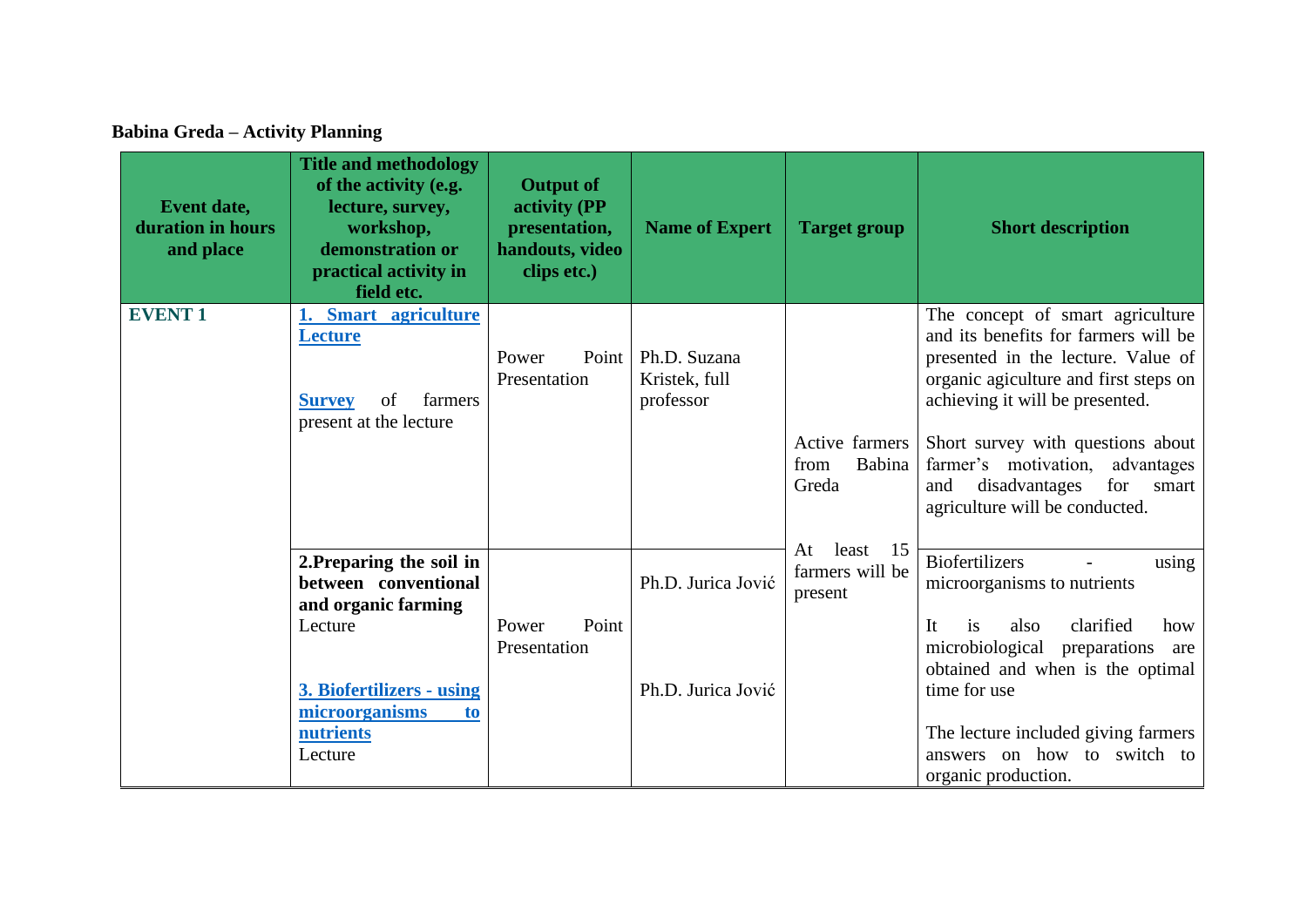**Babina Greda – Activity Planning**

| Event date, duration in hours and place | Title and methodology of the activity (e.g. lecture, survey, workshop, demonstration or practical activity in field etc. | Output of activity (PP presentation, handouts, video clips etc.) | Name of Expert | Target group | Short description |
|---|---|---|---|---|---|
| **EVENT 1** | **1. Smart agriculture Lecture**<br><br>**Survey** of farmers present at the lecture | Power Point Presentation | Ph.D. Suzana Kristek, full professor | Active farmers from Babina Greda<br><br>At least 15 farmers will be present | The concept of smart agriculture and its benefits for farmers will be presented in the lecture. Value of organic agiculture and first steps on achieving it will be presented.<br><br>Short survey with questions about farmer's motivation, advantages and disadvantages for smart agriculture will be conducted. |
| | **2.Preparing the soil in between conventional and organic farming** Lecture<br><br>**3. Biofertilizers - using microorganisms to nutrients** Lecture | Power Point Presentation | Ph.D. Jurica Jović<br><br>Ph.D. Jurica Jović | | Biofertilizers - using microorganisms to nutrients<br><br>It is also clarified how microbiological preparations are obtained and when is the optimal time for use<br><br>The lecture included giving farmers answers on how to switch to organic production. |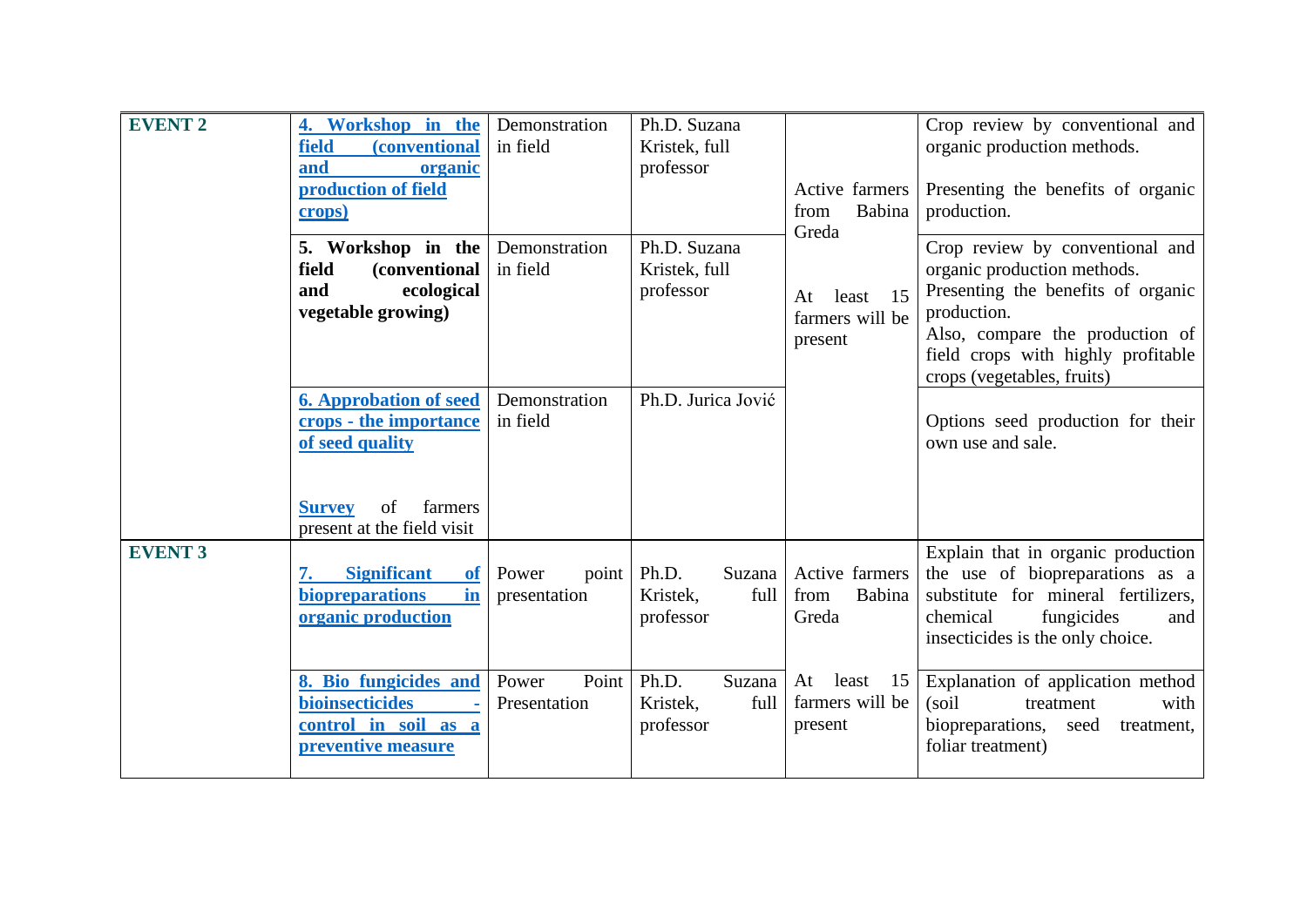| EVENT 2 | **4. Workshop in the field (conventional and organic production of field crops)** | Demonstration in field | Ph.D. Suzana Kristek, full professor | Active farmers from Babina Greda<br><br>At least 15 farmers will be present | Crop review by conventional and organic production methods.<br><br>Presenting the benefits of organic production. |
|---|---|---|---|---|---|
| | **5. Workshop in the field (conventional and ecological vegetable growing)** | Demonstration in field | Ph.D. Suzana Kristek, full professor | | Crop review by conventional and organic production methods.<br>Presenting the benefits of organic production.<br>Also, compare the production of field crops with highly profitable crops (vegetables, fruits) |
| | **6. Approbation of seed crops - the importance of seed quality**<br><br>**Survey** of farmers present at the field visit | Demonstration in field | Ph.D. Jurica Jović | | Options seed production for their own use and sale. |
| EVENT 3 | **7. Significant of biopreparations in organic production** | Power point presentation | Ph.D. Suzana Kristek, full professor | Active farmers from Babina Greda<br><br>At least 15 farmers will be present | Explain that in organic production the use of biopreparations as a substitute for mineral fertilizers, chemical fungicides and insecticides is the only choice. |
| | **8. Bio fungicides and bioinsecticides - control in soil as a preventive measure** | Power Point Presentation | Ph.D. Suzana Kristek, full professor | | Explanation of application method (soil treatment with biopreparations, seed treatment, foliar treatment) |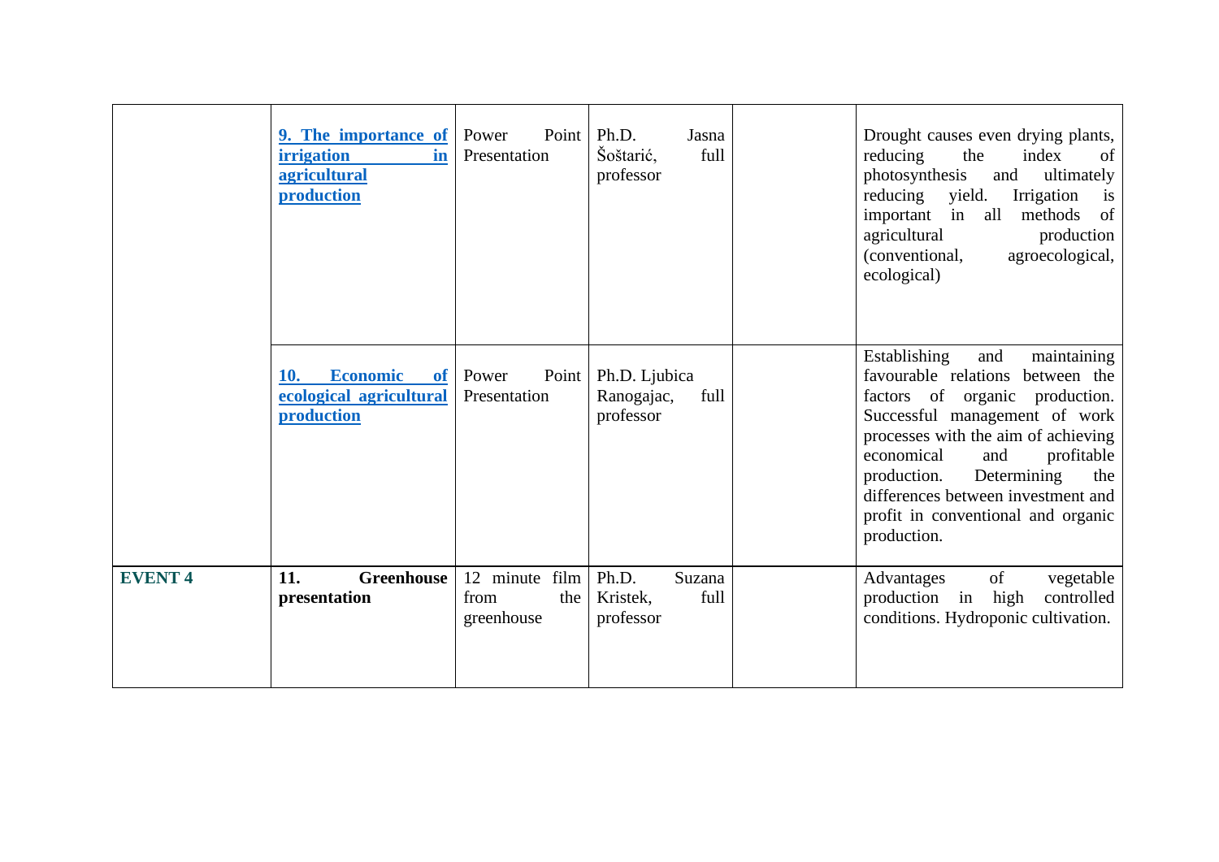| | | | | | |
|---|---|---|---|---|---|
| | **9. The importance of irrigation in agricultural production** | Power Point Presentation | Ph.D. Jasna Šoštarić, full professor | | Drought causes even drying plants, reducing the index of photosynthesis and ultimately reducing yield. Irrigation is important in all methods of agricultural production (conventional, agroecological, ecological) |
| | **10. Economic of ecological agricultural production** | Power Point Presentation | Ph.D. Ljubica Ranogajac, full professor | | Establishing and maintaining favourable relations between the factors of organic production. Successful management of work processes with the aim of achieving economical and profitable production. Determining the differences between investment and profit in conventional and organic production. |
| **EVENT 4** | **11. Greenhouse presentation** | 12 minute film from the greenhouse | Ph.D. Suzana Kristek, full professor | | Advantages of vegetable production in high controlled conditions. Hydroponic cultivation. |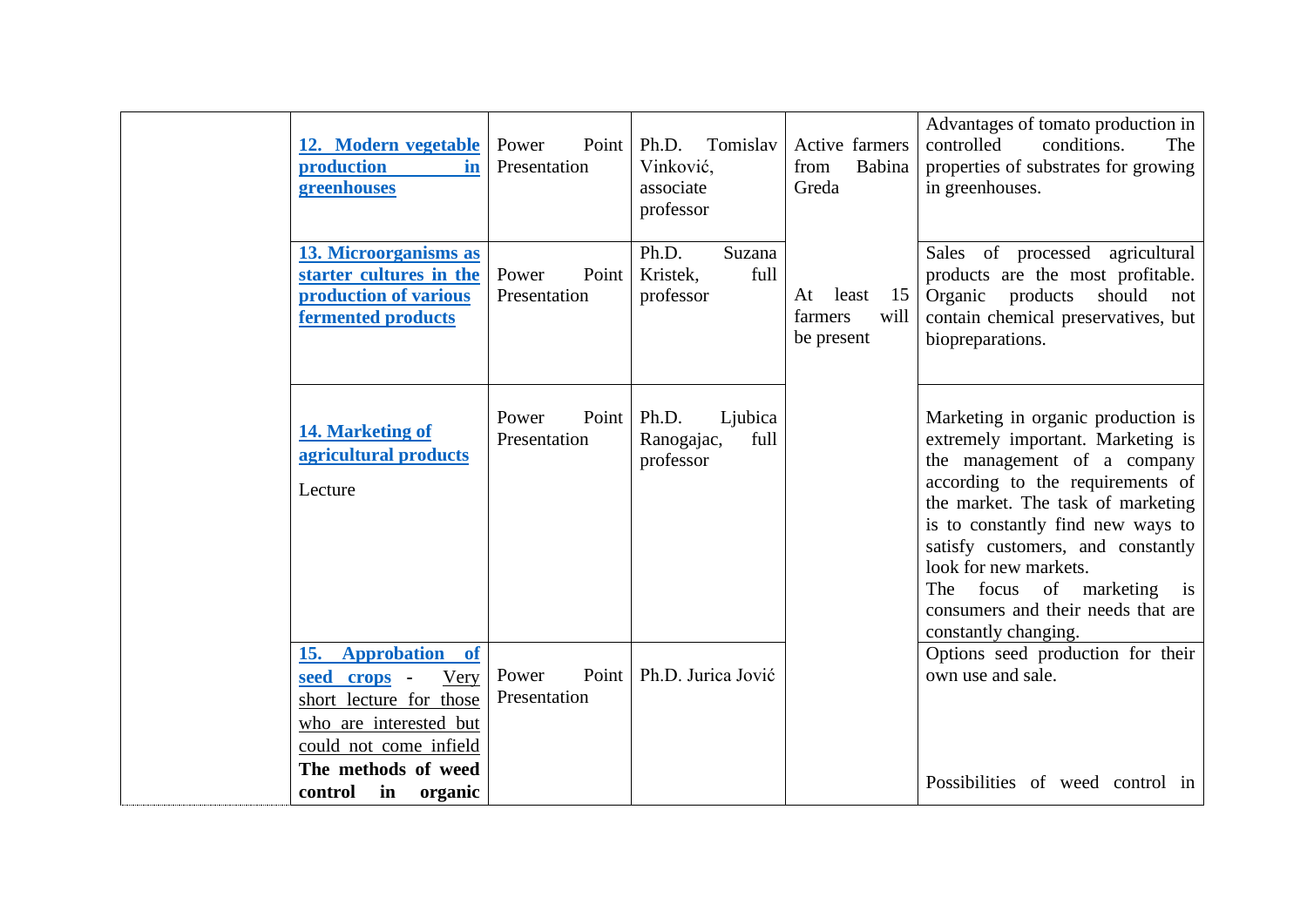| | | | | | |
|---|---|---|---|---|---|
| | **12. Modern vegetable production in greenhouses** | Power Point Presentation | Ph.D. Tomislav Vinković, associate professor | Active farmers from Babina Greda | Advantages of tomato production in controlled conditions. The properties of substrates for growing in greenhouses. |
| | **13. Microorganisms as starter cultures in the production of various fermented products** | Power Point Presentation | Ph.D. Suzana Kristek, full professor | At least 15 farmers will be present | Sales of processed agricultural products are the most profitable. Organic products should not contain chemical preservatives, but biopreparations. |
| | **14. Marketing of agricultural products** Lecture | Power Point Presentation | Ph.D. Ljubica Ranogajac, full professor | | Marketing in organic production is extremely important. Marketing is the management of a company according to the requirements of the market. The task of marketing is to constantly find new ways to satisfy customers, and constantly look for new markets. The focus of marketing is consumers and their needs that are constantly changing. |
| | **15. Approbation of seed crops** - Very short lecture for those who are interested but could not come infield **The methods of weed control in organic** | Power Point Presentation | Ph.D. Jurica Jović | | Options seed production for their own use and sale. Possibilities of weed control in |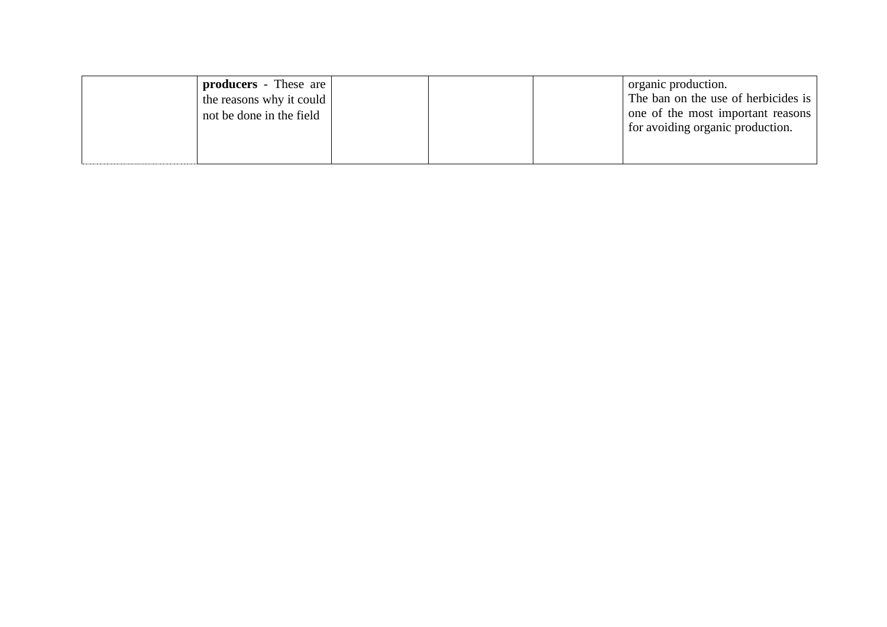| | | | | | |
|---|---|---|---|---|---|
| | **producers** - These are the reasons why it could not be done in the field | | | | organic production.<br>The ban on the use of herbicides is one of the most important reasons for avoiding organic production. |